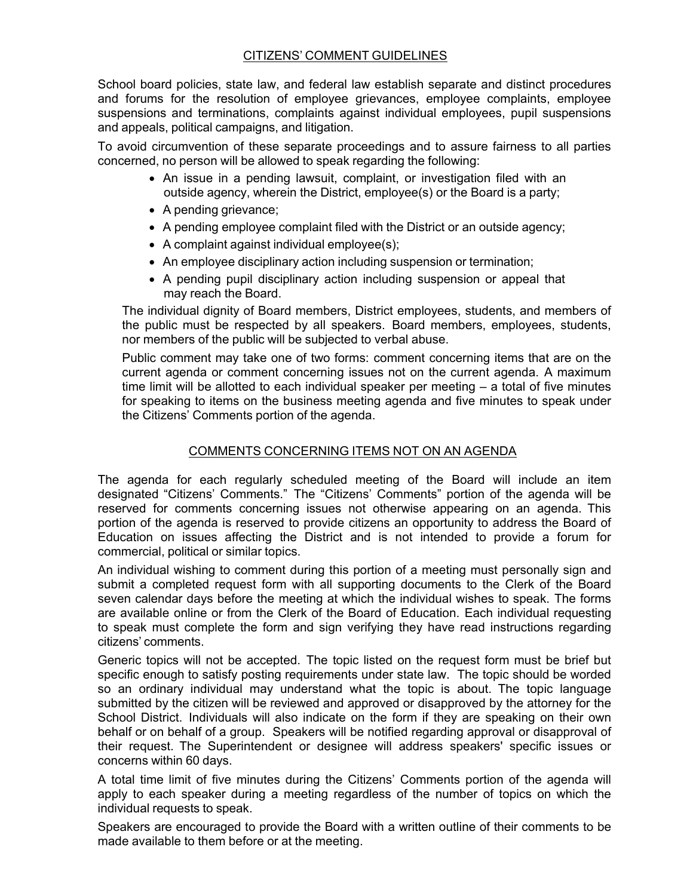## CITIZENS' COMMENT GUIDELINES

School board policies, state law, and federal law establish separate and distinct procedures and forums for the resolution of employee grievances, employee complaints, employee suspensions and terminations, complaints against individual employees, pupil suspensions and appeals, political campaigns, and litigation.

To avoid circumvention of these separate proceedings and to assure fairness to all parties concerned, no person will be allowed to speak regarding the following:

- An issue in a pending lawsuit, complaint, or investigation filed with an outside agency, wherein the District, employee(s) or the Board is a party;
- A pending grievance;
- A pending employee complaint filed with the District or an outside agency;
- A complaint against individual employee(s);
- An employee disciplinary action including suspension or termination;
- A pending pupil disciplinary action including suspension or appeal that may reach the Board.

The individual dignity of Board members, District employees, students, and members of the public must be respected by all speakers. Board members, employees, students, nor members of the public will be subjected to verbal abuse.

Public comment may take one of two forms: comment concerning items that are on the current agenda or comment concerning issues not on the current agenda. A maximum time limit will be allotted to each individual speaker per meeting – a total of five minutes for speaking to items on the business meeting agenda and five minutes to speak under the Citizens' Comments portion of the agenda.

## COMMENTS CONCERNING ITEMS NOT ON AN AGENDA

The agenda for each regularly scheduled meeting of the Board will include an item designated "Citizens' Comments." The "Citizens' Comments" portion of the agenda will be reserved for comments concerning issues not otherwise appearing on an agenda. This portion of the agenda is reserved to provide citizens an opportunity to address the Board of Education on issues affecting the District and is not intended to provide a forum for commercial, political or similar topics.

An individual wishing to comment during this portion of a meeting must personally sign and submit a completed request form with all supporting documents to the Clerk of the Board seven calendar days before the meeting at which the individual wishes to speak. The forms are available online or from the Clerk of the Board of Education. Each individual requesting to speak must complete the form and sign verifying they have read instructions regarding citizens' comments.

Generic topics will not be accepted. The topic listed on the request form must be brief but specific enough to satisfy posting requirements under state law. The topic should be worded so an ordinary individual may understand what the topic is about. The topic language submitted by the citizen will be reviewed and approved or disapproved by the attorney for the School District. Individuals will also indicate on the form if they are speaking on their own behalf or on behalf of a group. Speakers will be notified regarding approval or disapproval of their request. The Superintendent or designee will address speakers' specific issues or concerns within 60 days.

A total time limit of five minutes during the Citizens' Comments portion of the agenda will apply to each speaker during a meeting regardless of the number of topics on which the individual requests to speak.

Speakers are encouraged to provide the Board with a written outline of their comments to be made available to them before or at the meeting.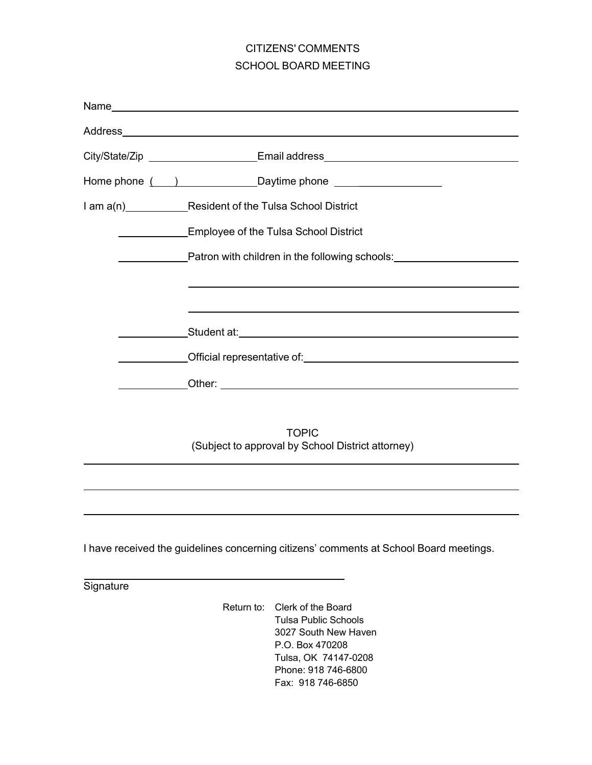# CITIZENS' COMMENTS
## SCHOOL BOARD MEETING

Name ______________________________________________________________

Address ____________________________________________________________

City/State/Zip ____________________ Email address ______________________________

Home phone ( ) ______________ Daytime phone ______________

I am a(n) __________ Resident of the Tulsa School District

__________ Employee of the Tulsa School District

__________ Patron with children in the following schools: ____________________

______________________________________________________________

______________________________________________________________

__________ Student at: ________________________________________________

__________ Official representative of: ________________________________

__________ Other: _____________________________________________________

TOPIC
(Subject to approval by School District attorney)

______________________________________________________________

______________________________________________________________

______________________________________________________________

I have received the guidelines concerning citizens' comments at School Board meetings.

______________________________________
Signature

Return to: Clerk of the Board
Tulsa Public Schools
3027 South New Haven
P.O. Box 470208
Tulsa, OK 74147-0208
Phone: 918 746-6800
Fax: 918 746-6850